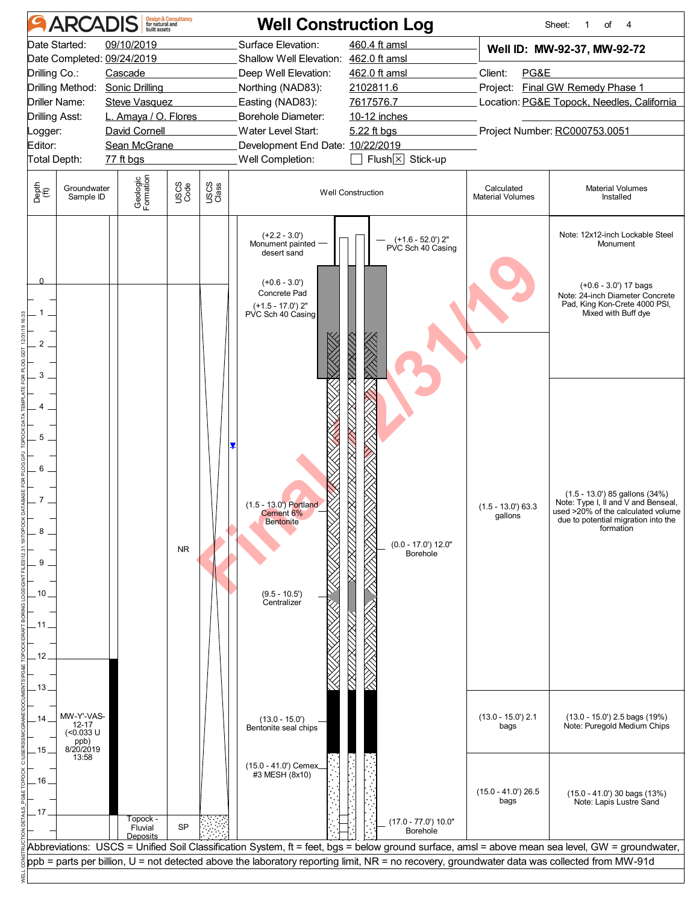# ARCADIS — Well Construction Log

Sheet: 1 of 4

| | | | |
|---|---|---|---|
| Date Started: | 09/10/2019 | Surface Elevation: | 460.4 ft amsl |
| Date Completed: | 09/24/2019 | Shallow Well Elevation: | 462.0 ft amsl |
| Drilling Co.: | Cascade | Deep Well Elevation: | 462.0 ft amsl |
| Drilling Method: | Sonic Drilling | Northing (NAD83): | 2102811.6 |
| Driller Name: | Steve Vasquez | Easting (NAD83): | 7617576.7 |
| Drilling Asst: | L. Amaya / O. Flores | Borehole Diameter: | 10-12 inches |
| Logger: | David Cornell | Water Level Start: | 5.22 ft bgs |
| Editor: | Sean McGrane | Development End Date: | 10/22/2019 |
| Total Depth: | 77 ft bgs | Well Completion: | ☐ Flush ☒ Stick-up |

**Well ID: MW-92-37, MW-92-72**

Client: PG&E
Project: Final GW Remedy Phase 1
Location: PG&E Topock, Needles, California
Project Number: RC000753.0051

| Depth (ft) | Groundwater Sample ID | Geologic Formation | USCS Code | USCS Class | Well Construction | Calculated Material Volumes | Material Volumes Installed |
|---|---|---|---|---|---|---|---|
| | | | | | (+2.2 - 3.0') Monument painted desert sand; (+1.6 - 52.0') 2" PVC Sch 40 Casing | | Note: 12x12-inch Lockable Steel Monument |
| 0 – 3 | | | | | (+0.6 - 3.0') Concrete Pad; (+1.5 - 17.0') 2" PVC Sch 40 Casing | | (+0.6 - 3.0') 17 bags Note: 24-inch Diameter Concrete Pad, King Kon-Crete 4000 PSI, Mixed with Buff dye |
| 3 – 13 | | | NR | | (1.5 - 13.0') Portland Cement 6% Bentonite; (0.0 - 17.0') 12.0" Borehole; (9.5 - 10.5') Centralizer | (1.5 - 13.0') 63.3 gallons | (1.5 - 13.0') 85 gallons (34%) Note: Type I, II and V and Benseal, used >20% of the calculated volume due to potential migration into the formation |
| 13 – 15 | MW-Y'-VAS-12-17 (<0.033 U ppb) 8/20/2019 13:58 | | | | (13.0 - 15.0') Bentonite seal chips | (13.0 - 15.0') 2.1 bags | (13.0 - 15.0') 2.5 bags (19%) Note: Puregold Medium Chips |
| 15 – 17 | | | | | (15.0 - 41.0') Cemex #3 MESH (8x10) | (15.0 - 41.0') 26.5 bags | (15.0 - 41.0') 30 bags (13%) Note: Lapis Lustre Sand |
| 17+ | | Topock - Fluvial Deposits | SP | | (17.0 - 77.0') 10.0" Borehole | | |

Water level symbol shown at approximately 5.2 ft.

Abbreviations: USCS = Unified Soil Classification System, ft = feet, bgs = below ground surface, amsl = above mean sea level, GW = groundwater, ppb = parts per billion, U = not detected above the laboratory reporting limit, NR = no recovery, groundwater data was collected from MW-91d

Final 12/31/19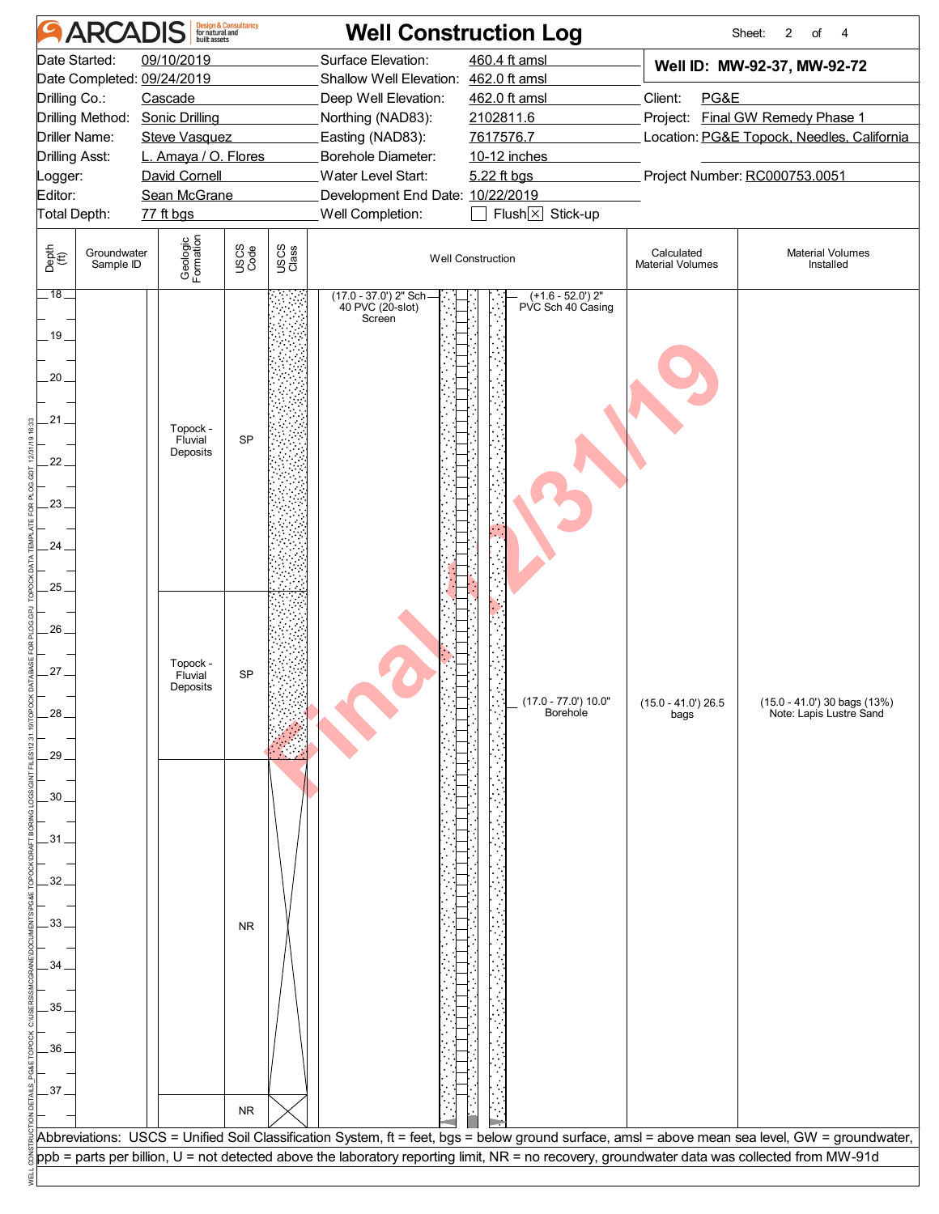# ARCADIS — Well Construction Log

Sheet: 2 of 4

| | | | |
|---|---|---|---|
| Date Started: | 09/10/2019 | Surface Elevation: | 460.4 ft amsl |
| Date Completed: | 09/24/2019 | Shallow Well Elevation: | 462.0 ft amsl |
| Drilling Co.: | Cascade | Deep Well Elevation: | 462.0 ft amsl |
| Drilling Method: | Sonic Drilling | Northing (NAD83): | 2102811.6 |
| Driller Name: | Steve Vasquez | Easting (NAD83): | 7617576.7 |
| Drilling Asst: | L. Amaya / O. Flores | Borehole Diameter: | 10-12 inches |
| Logger: | David Cornell | Water Level Start: | 5.22 ft bgs |
| Editor: | Sean McGrane | Development End Date: | 10/22/2019 |
| Total Depth: | 77 ft bgs | Well Completion: | ☐ Flush ☒ Stick-up |

**Well ID: MW-92-37, MW-92-72**

Client: PG&E
Project: Final GW Remedy Phase 1
Location: PG&E Topock, Needles, California
Project Number: RC000753.0051

| Depth (ft) | Groundwater Sample ID | Geologic Formation | USCS Code | USCS Class | Well Construction | Calculated Material Volumes | Material Volumes Installed |
|---|---|---|---|---|---|---|---|
| 18–25 | | Topock - Fluvial Deposits | SP | | (17.0 - 37.0') 2" Sch 40 PVC (20-slot) Screen; (+1.6 - 52.0') 2" PVC Sch 40 Casing | | |
| 25–29 | | Topock - Fluvial Deposits | SP | | (17.0 - 77.0') 10.0" Borehole | (15.0 - 41.0') 26.5 bags | (15.0 - 41.0') 30 bags (13%) Note: Lapis Lustre Sand |
| 29–37 | | | NR | | | | |
| 37– | | | NR | | | | |

Abbreviations: USCS = Unified Soil Classification System, ft = feet, bgs = below ground surface, amsl = above mean sea level, GW = groundwater, ppb = parts per billion, U = not detected above the laboratory reporting limit, NR = no recovery, groundwater data was collected from MW-91d

Final 12/31/19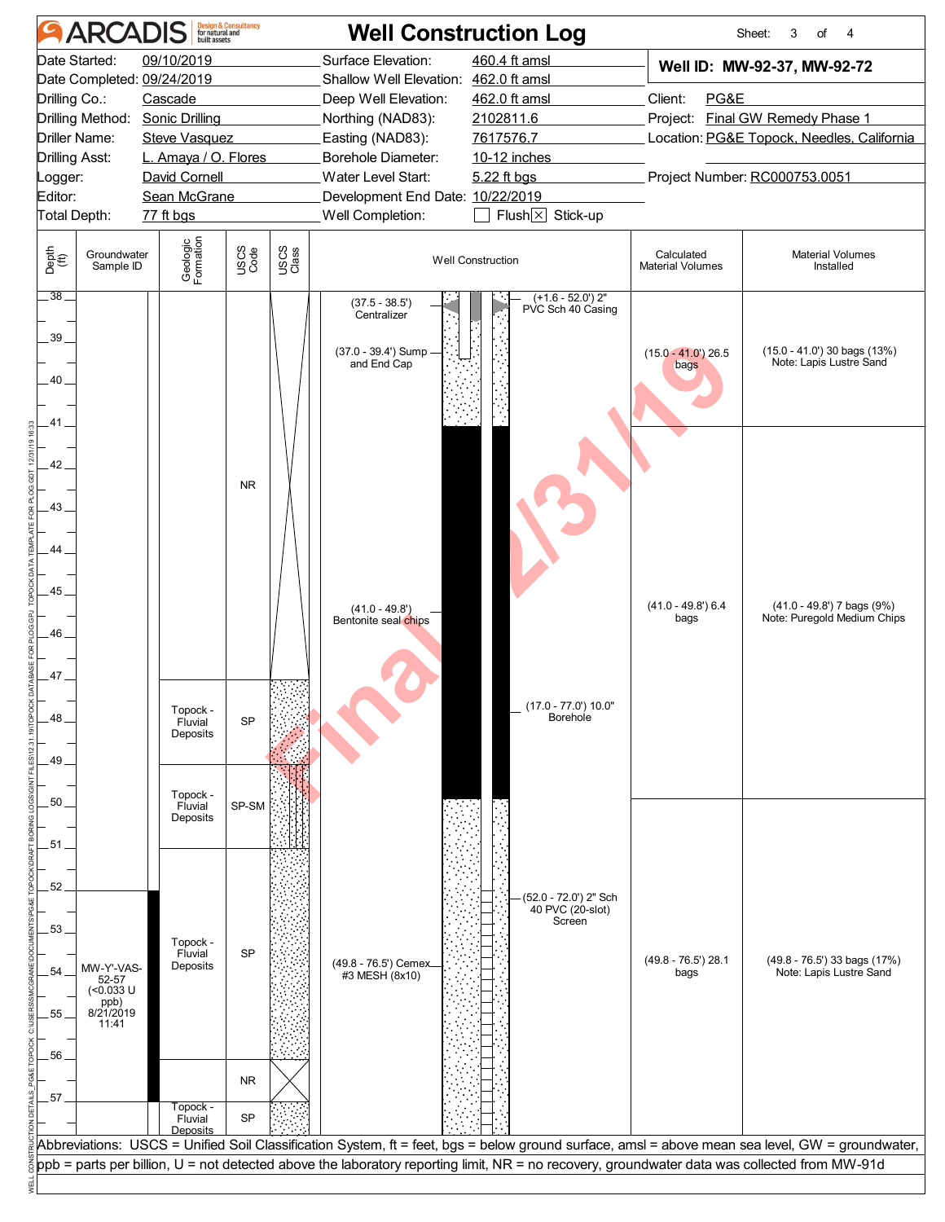# ARCADIS — Well Construction Log

Sheet: 3 of 4

| | | | |
|---|---|---|---|
| Date Started: | 09/10/2019 | Surface Elevation: | 460.4 ft amsl |
| Date Completed: | 09/24/2019 | Shallow Well Elevation: | 462.0 ft amsl |
| Drilling Co.: | Cascade | Deep Well Elevation: | 462.0 ft amsl |
| Drilling Method: | Sonic Drilling | Northing (NAD83): | 2102811.6 |
| Driller Name: | Steve Vasquez | Easting (NAD83): | 7617576.7 |
| Drilling Asst: | L. Amaya / O. Flores | Borehole Diameter: | 10-12 inches |
| Logger: | David Cornell | Water Level Start: | 5.22 ft bgs |
| Editor: | Sean McGrane | Development End Date: | 10/22/2019 |
| Total Depth: | 77 ft bgs | Well Completion: | ☐ Flush ☒ Stick-up |

**Well ID: MW-92-37, MW-92-72**

Client: PG&E
Project: Final GW Remedy Phase 1
Location: PG&E Topock, Needles, California
Project Number: RC000753.0051

| Depth (ft) | Groundwater Sample ID | Geologic Formation | USCS Code | Well Construction | Calculated Material Volumes | Material Volumes Installed |
|---|---|---|---|---|---|---|
| 38–47 | | | NR | (+1.6 - 52.0') 2" PVC Sch 40 Casing; (37.5 - 38.5') Centralizer; (37.0 - 39.4') Sump and End Cap | (15.0 - 41.0') 26.5 bags | (15.0 - 41.0') 30 bags (13%) Note: Lapis Lustre Sand |
| 41–49.8 | | | | (41.0 - 49.8') Bentonite seal chips; (17.0 - 77.0') 10.0" Borehole | (41.0 - 49.8') 6.4 bags | (41.0 - 49.8') 7 bags (9%) Note: Puregold Medium Chips |
| 47–49 | | Topock - Fluvial Deposits | SP | | | |
| 49–51 | | Topock - Fluvial Deposits | SP-SM | | | |
| 51–56 | MW-Y'-VAS-52-57 (<0.033 U ppb) 8/21/2019 11:41 | Topock - Fluvial Deposits | SP | (52.0 - 72.0') 2" Sch 40 PVC (20-slot) Screen; (49.8 - 76.5') Cemex #3 MESH (8x10) | (49.8 - 76.5') 28.1 bags | (49.8 - 76.5') 33 bags (17%) Note: Lapis Lustre Sand |
| 56–57 | | | NR | | | |
| 57– | | Topock - Fluvial Deposits | SP | | | |

Abbreviations: USCS = Unified Soil Classification System, ft = feet, bgs = below ground surface, amsl = above mean sea level, GW = groundwater, ppb = parts per billion, U = not detected above the laboratory reporting limit, NR = no recovery, groundwater data was collected from MW-91d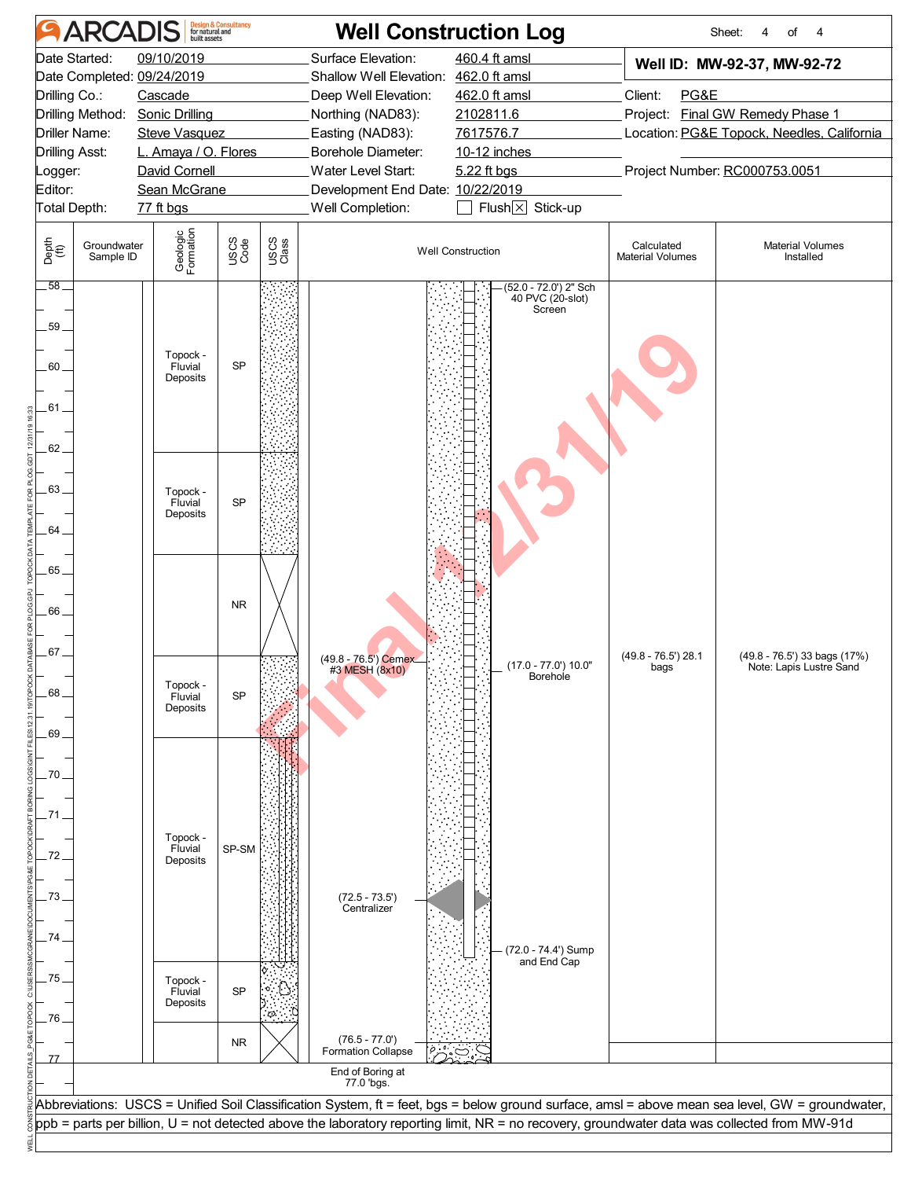# ARCADIS Well Construction Log

| | | | | | |
|---|---|---|---|---|---|
| Date Started: | 09/10/2019 | Surface Elevation: | 460.4 ft amsl | **Well ID: MW-92-37, MW-92-72** | |
| Date Completed: | 09/24/2019 | Shallow Well Elevation: | 462.0 ft amsl | | |
| Drilling Co.: | Cascade | Deep Well Elevation: | 462.0 ft amsl | Client: | PG&E |
| Drilling Method: | Sonic Drilling | Northing (NAD83): | 2102811.6 | Project: | Final GW Remedy Phase 1 |
| Driller Name: | Steve Vasquez | Easting (NAD83): | 7617576.7 | Location: | PG&E Topock, Needles, California |
| Drilling Asst: | L. Amaya / O. Flores | Borehole Diameter: | 10-12 inches | | |
| Logger: | David Cornell | Water Level Start: | 5.22 ft bgs | Project Number: | RC000753.0051 |
| Editor: | Sean McGrane | Development End Date: | 10/22/2019 | | |
| Total Depth: | 77 ft bgs | Well Completion: | ☐ Flush ☒ Stick-up | | |

| Depth (ft) | Groundwater Sample ID | Geologic Formation | USCS Code | Well Construction | Calculated Material Volumes | Material Volumes Installed |
|---|---|---|---|---|---|---|
| 58–62.2 | | Topock - Fluvial Deposits | SP | (52.0 - 72.0') 2" Sch 40 PVC (20-slot) Screen | | |
| 62.2–64.7 | | Topock - Fluvial Deposits | SP | | | |
| 64.7–67.2 | | | NR | | | |
| 67.2–69.2 | | Topock - Fluvial Deposits | SP | (49.8 - 76.5') Cemex #3 MESH (8x10); (17.0 - 77.0') 10.0" Borehole | (49.8 - 76.5') 28.1 bags | (49.8 - 76.5') 33 bags (17%) Note: Lapis Lustre Sand |
| 69.2–74.6 | | Topock - Fluvial Deposits | SP-SM | (72.5 - 73.5') Centralizer; (72.0 - 74.4') Sump and End Cap | | |
| 74.6–76.5 | | Topock - Fluvial Deposits | SP | | | |
| 76.5–77 | | | NR | (76.5 - 77.0') Formation Collapse | | |

End of Boring at 77.0 'bgs.

Abbreviations: USCS = Unified Soil Classification System, ft = feet, bgs = below ground surface, amsl = above mean sea level, GW = groundwater, ppb = parts per billion, U = not detected above the laboratory reporting limit, NR = no recovery, groundwater data was collected from MW-91d

Final 12/31/19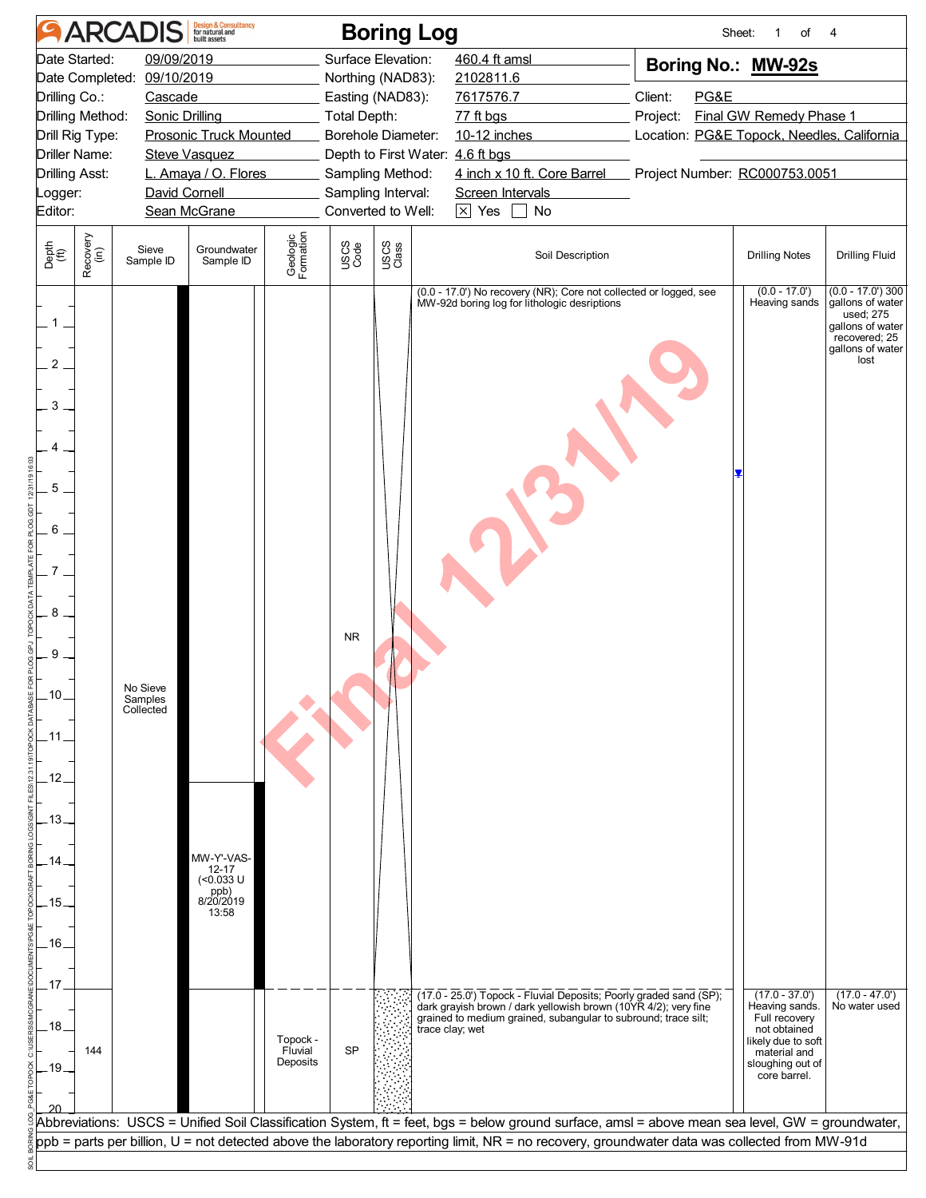# ARCADIS Boring Log

| | | | |
|---|---|---|---|
| Date Started: | 09/09/2019 | Surface Elevation: | 460.4 ft amsl |
| Date Completed: | 09/10/2019 | Northing (NAD83): | 2102811.6 |
| Drilling Co.: | Cascade | Easting (NAD83): | 7617576.7 |
| Drilling Method: | Sonic Drilling | Total Depth: | 77 ft bgs |
| Drill Rig Type: | Prosonic Truck Mounted | Borehole Diameter: | 10-12 inches |
| Driller Name: | Steve Vasquez | Depth to First Water: | 4.6 ft bgs |
| Drilling Asst: | L. Amaya / O. Flores | Sampling Method: | 4 inch x 10 ft. Core Barrel |
| Logger: | David Cornell | Sampling Interval: | Screen Intervals |
| Editor: | Sean McGrane | Converted to Well: | [X] Yes [ ] No |

**Boring No.: MW-92s**

Client: PG&E
Project: Final GW Remedy Phase 1
Location: PG&E Topock, Needles, California
Project Number: RC000753.0051

Final 12/31/19

| Depth (ft) | Recovery (in) | Sieve Sample ID | Groundwater Sample ID | Geologic Formation | USCS Code | USCS Class | Soil Description | Drilling Notes | Drilling Fluid |
|---|---|---|---|---|---|---|---|---|---|
| 0.0 - 17.0 | | No Sieve Samples Collected | MW-Y'-VAS-12-17 (<0.033 U ppb) 8/20/2019 13:58 | | NR | | (0.0 - 17.0') No recovery (NR); Core not collected or logged, see MW-92d boring log for lithologic desriptions | (0.0 - 17.0') Heaving sands | (0.0 - 17.0') 300 gallons of water used; 275 gallons of water recovered; 25 gallons of water lost |
| 17.0 - 20.0 | 144 | | | Topock - Fluvial Deposits | SP | | (17.0 - 25.0') Topock - Fluvial Deposits; Poorly graded sand (SP); dark grayish brown / dark yellowish brown (10YR 4/2); very fine grained to medium grained, subangular to subround; trace silt; trace clay; wet | (17.0 - 37.0') Heaving sands. Full recovery not obtained likely due to soft material and sloughing out of core barrel. | (17.0 - 47.0') No water used |

Abbreviations: USCS = Unified Soil Classification System, ft = feet, bgs = below ground surface, amsl = above mean sea level, GW = groundwater, ppb = parts per billion, U = not detected above the laboratory reporting limit, NR = no recovery, groundwater data was collected from MW-91d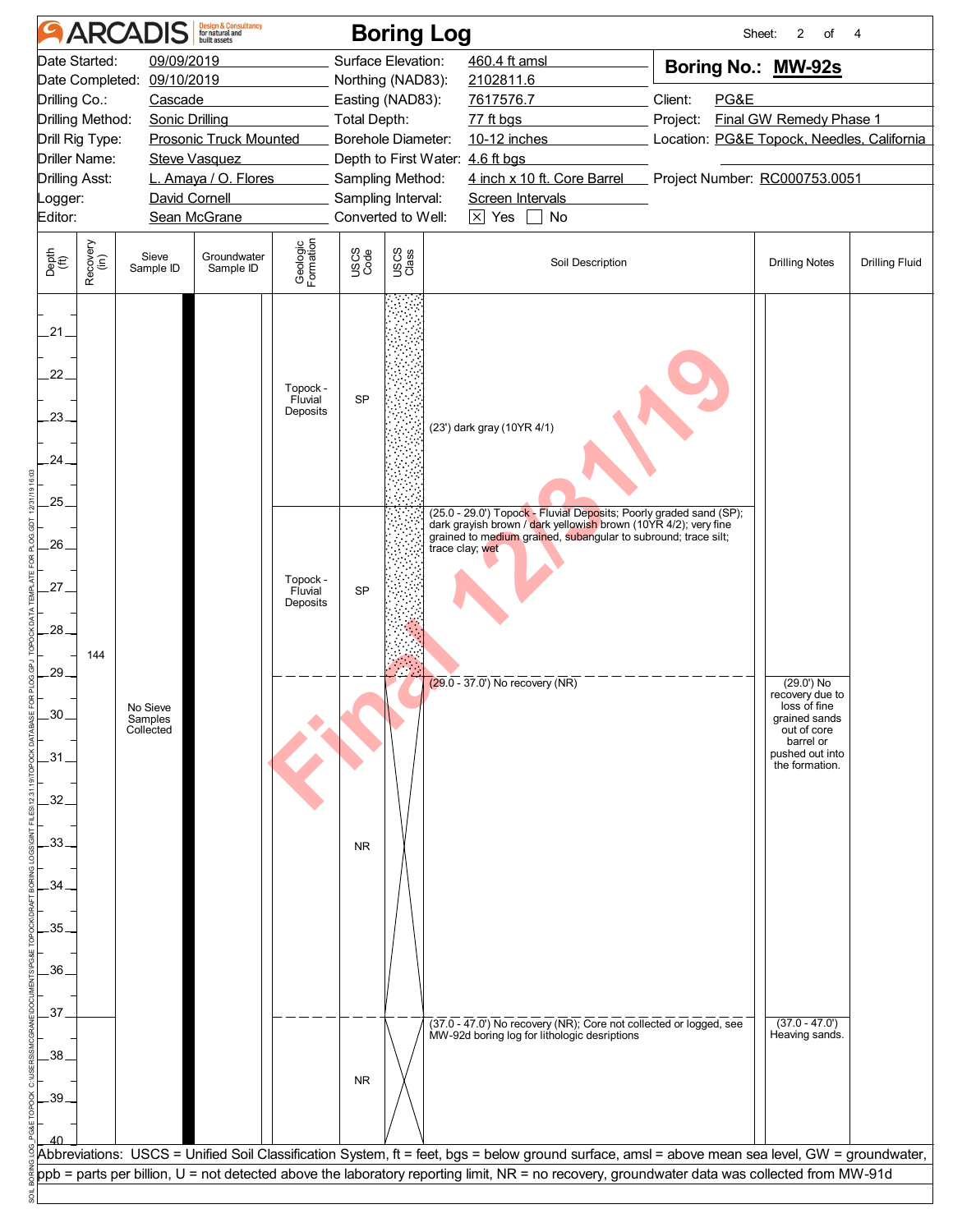# ARCADIS Boring Log

Sheet: 2 of 4

| | | | |
|---|---|---|---|
| Date Started: | 09/09/2019 | Surface Elevation: | 460.4 ft amsl |
| Date Completed: | 09/10/2019 | Northing (NAD83): | 2102811.6 |
| Drilling Co.: | Cascade | Easting (NAD83): | 7617576.7 |
| Drilling Method: | Sonic Drilling | Total Depth: | 77 ft bgs |
| Drill Rig Type: | Prosonic Truck Mounted | Borehole Diameter: | 10-12 inches |
| Driller Name: | Steve Vasquez | Depth to First Water: | 4.6 ft bgs |
| Drilling Asst: | L. Amaya / O. Flores | Sampling Method: | 4 inch x 10 ft. Core Barrel |
| Logger: | David Cornell | Sampling Interval: | Screen Intervals |
| Editor: | Sean McGrane | Converted to Well: | ☒ Yes ☐ No |

**Boring No.: MW-92s**

Client: PG&E
Project: Final GW Remedy Phase 1
Location: PG&E Topock, Needles, California
Project Number: RC000753.0051

| Depth (ft) | Recovery (in) | Sieve Sample ID | Groundwater Sample ID | Geologic Formation | USCS Code | Soil Description | Drilling Notes | Drilling Fluid |
|---|---|---|---|---|---|---|---|---|
| 21–25 | | | | Topock - Fluvial Deposits | SP | (23') dark gray (10YR 4/1) | | |
| 25–29 | | | | Topock - Fluvial Deposits | SP | (25.0 - 29.0') Topock - Fluvial Deposits; Poorly graded sand (SP); dark grayish brown / dark yellowish brown (10YR 4/2); very fine grained to medium grained, subangular to subround; trace silt; trace clay; wet | | |
| 29–37 | 144 | No Sieve Samples Collected | | | NR | (29.0 - 37.0') No recovery (NR) | (29.0') No recovery due to loss of fine grained sands out of core barrel or pushed out into the formation. | |
| 37–40 | | | | | NR | (37.0 - 47.0') No recovery (NR); Core not collected or logged, see MW-92d boring log for lithologic desriptions | (37.0 - 47.0') Heaving sands. | |

Abbreviations: USCS = Unified Soil Classification System, ft = feet, bgs = below ground surface, amsl = above mean sea level, GW = groundwater, ppb = parts per billion, U = not detected above the laboratory reporting limit, NR = no recovery, groundwater data was collected from MW-91d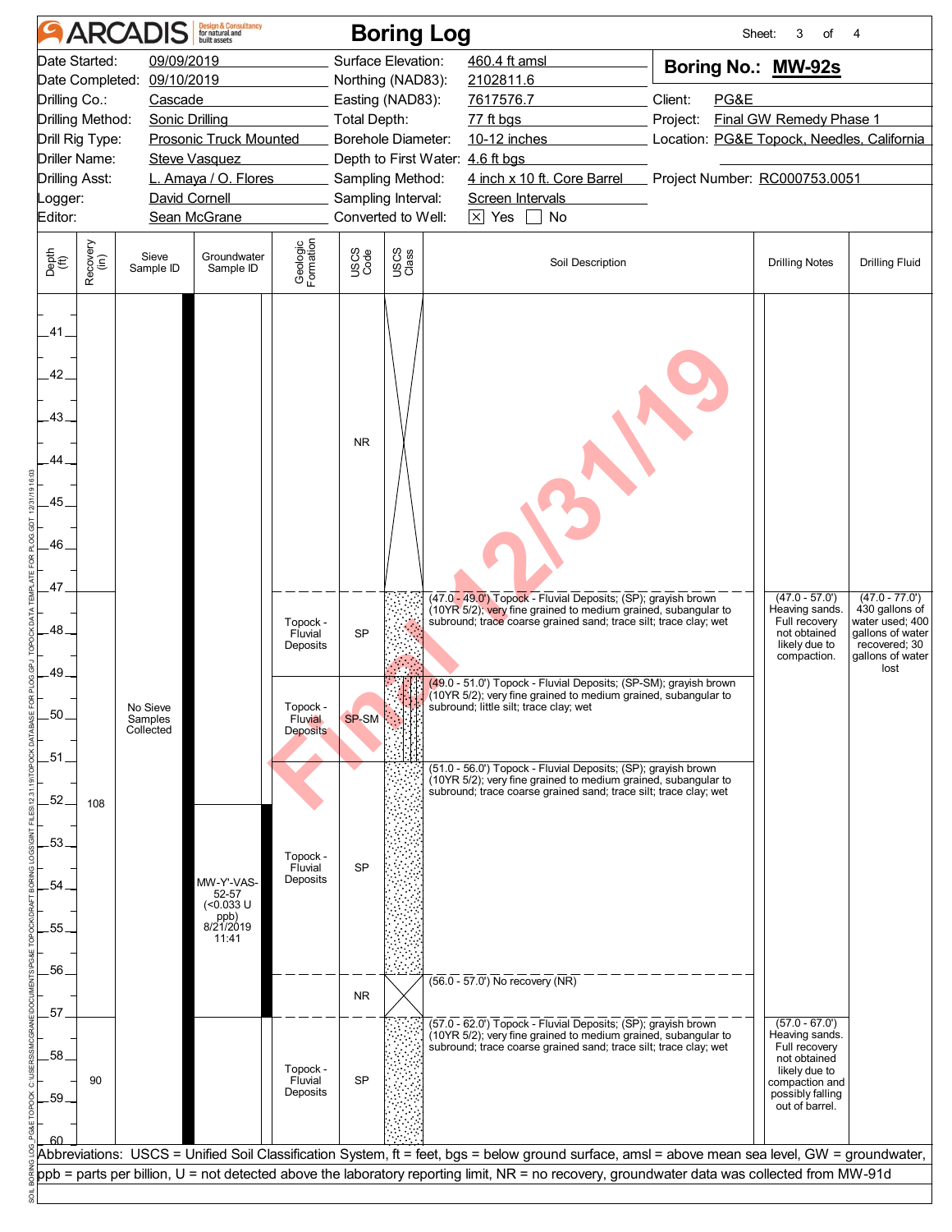# ARCADIS Boring Log

| | | | | | |
|---|---|---|---|---|---|
| Date Started: | 09/09/2019 | Surface Elevation: | 460.4 ft amsl | **Boring No.: MW-92s** | |
| Date Completed: | 09/10/2019 | Northing (NAD83): | 2102811.6 | | |
| Drilling Co.: | Cascade | Easting (NAD83): | 7617576.7 | Client: | PG&E |
| Drilling Method: | Sonic Drilling | Total Depth: | 77 ft bgs | Project: | Final GW Remedy Phase 1 |
| Drill Rig Type: | Prosonic Truck Mounted | Borehole Diameter: | 10-12 inches | Location: | PG&E Topock, Needles, California |
| Driller Name: | Steve Vasquez | Depth to First Water: | 4.6 ft bgs | | |
| Drilling Asst: | L. Amaya / O. Flores | Sampling Method: | 4 inch x 10 ft. Core Barrel | Project Number: | RC000753.0051 |
| Logger: | David Cornell | Sampling Interval: | Screen Intervals | | |
| Editor: | Sean McGrane | Converted to Well: | ☒ Yes ☐ No | | |

| Depth (ft) | Recovery (in) | Sieve Sample ID | Groundwater Sample ID | Geologic Formation | USCS Code | Soil Description | Drilling Notes | Drilling Fluid |
|---|---|---|---|---|---|---|---|---|
| 41–47 | | No Sieve Samples Collected | | | NR | | | |
| 47–49 | 108 | | | Topock - Fluvial Deposits | SP | (47.0 - 49.0') Topock - Fluvial Deposits; (SP); grayish brown (10YR 5/2); very fine grained to medium grained, subangular to subround; trace coarse grained sand; trace silt; trace clay; wet | (47.0 - 57.0') Heaving sands. Full recovery not obtained likely due to compaction. | (47.0 - 77.0') 430 gallons of water used; 400 gallons of water recovered; 30 gallons of water lost |
| 49–51 | | | | Topock - Fluvial Deposits | SP-SM | (49.0 - 51.0') Topock - Fluvial Deposits; (SP-SM); grayish brown (10YR 5/2); very fine grained to medium grained, subangular to subround; little silt; trace clay; wet | | |
| 51–56 | | | MW-Y'-VAS-52-57 (<0.033 U ppb) 8/21/2019 11:41 | Topock - Fluvial Deposits | SP | (51.0 - 56.0') Topock - Fluvial Deposits; (SP); grayish brown (10YR 5/2); very fine grained to medium grained, subangular to subround; trace coarse grained sand; trace silt; trace clay; wet | | |
| 56–57 | | | | | NR | (56.0 - 57.0') No recovery (NR) | | |
| 57–60 | 90 | | | Topock - Fluvial Deposits | SP | (57.0 - 62.0') Topock - Fluvial Deposits; (SP); grayish brown (10YR 5/2); very fine grained to medium grained, subangular to subround; trace coarse grained sand; trace silt; trace clay; wet | (57.0 - 67.0') Heaving sands. Full recovery not obtained likely due to compaction and possibly falling out of barrel. | |

Abbreviations: USCS = Unified Soil Classification System, ft = feet, bgs = below ground surface, amsl = above mean sea level, GW = groundwater, ppb = parts per billion, U = not detected above the laboratory reporting limit, NR = no recovery, groundwater data was collected from MW-91d

Final 12/31/19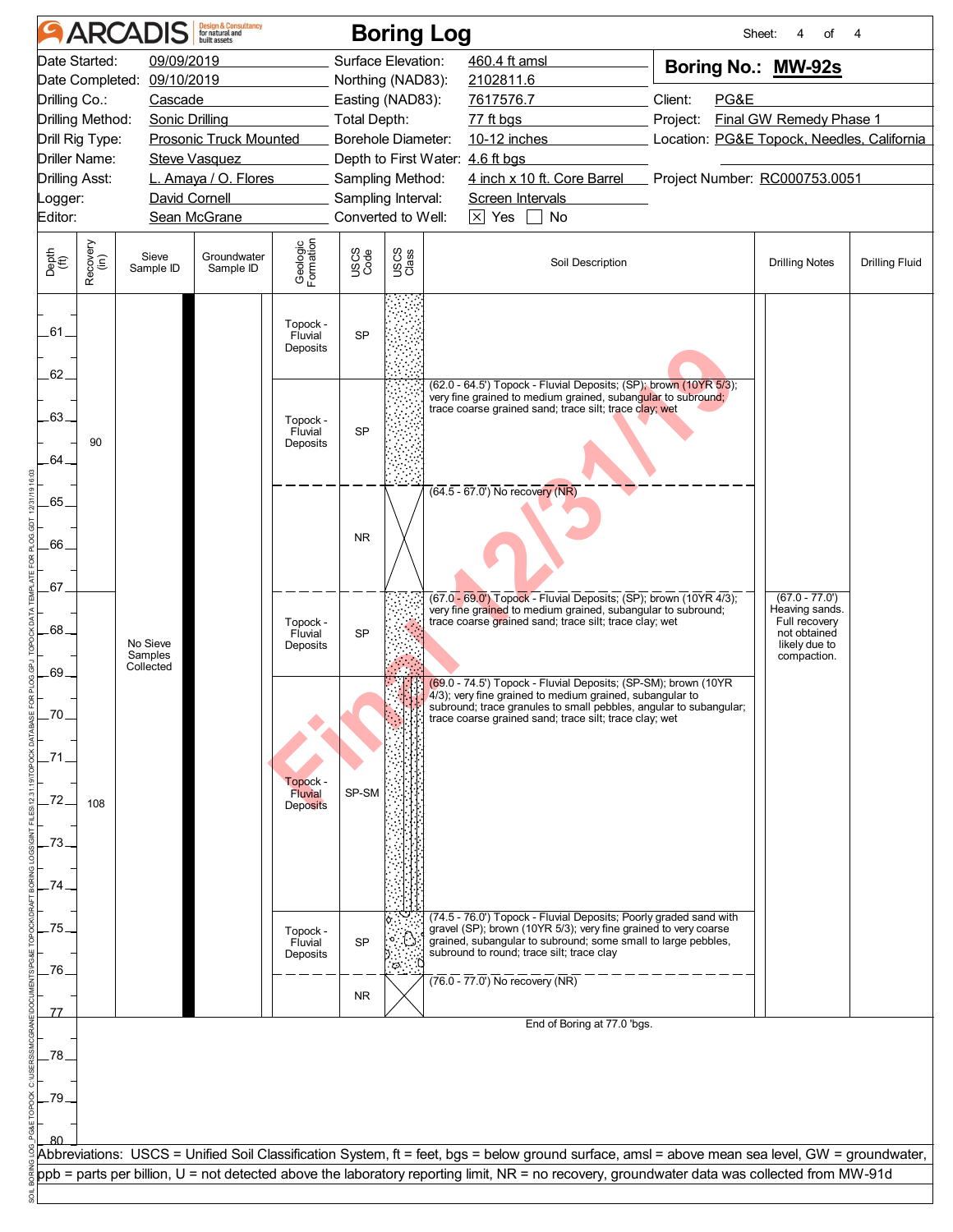# ARCADIS Boring Log

| | | | | | |
|---|---|---|---|---|---|
| Date Started: | 09/09/2019 | Surface Elevation: | 460.4 ft amsl | **Boring No.:** | **MW-92s** |
| Date Completed: | 09/10/2019 | Northing (NAD83): | 2102811.6 | | |
| Drilling Co.: | Cascade | Easting (NAD83): | 7617576.7 | Client: | PG&E |
| Drilling Method: | Sonic Drilling | Total Depth: | 77 ft bgs | Project: | Final GW Remedy Phase 1 |
| Drill Rig Type: | Prosonic Truck Mounted | Borehole Diameter: | 10-12 inches | Location: | PG&E Topock, Needles, California |
| Driller Name: | Steve Vasquez | Depth to First Water: | 4.6 ft bgs | | |
| Drilling Asst: | L. Amaya / O. Flores | Sampling Method: | 4 inch x 10 ft. Core Barrel | Project Number: | RC000753.0051 |
| Logger: | David Cornell | Sampling Interval: | Screen Intervals | | |
| Editor: | Sean McGrane | Converted to Well: | ☒ Yes ☐ No | | |

| Depth (ft) | Recovery (in) | Sieve Sample ID | Groundwater Sample ID | Geologic Formation | USCS Code | Soil Description | Drilling Notes | Drilling Fluid |
|---|---|---|---|---|---|---|---|---|
| 61–62 | 90 | No Sieve Samples Collected | | Topock - Fluvial Deposits | SP | | | |
| 62.0–64.5 | | | | Topock - Fluvial Deposits | SP | (62.0 - 64.5') Topock - Fluvial Deposits; (SP); brown (10YR 5/3); very fine grained to medium grained, subangular to subround; trace coarse grained sand; trace silt; trace clay; wet | | |
| 64.5–67.0 | | | | | NR | (64.5 - 67.0') No recovery (NR) | | |
| 67.0–69.0 | 108 | | | Topock - Fluvial Deposits | SP | (67.0 - 69.0') Topock - Fluvial Deposits; (SP); brown (10YR 4/3); very fine grained to medium grained, subangular to subround; trace coarse grained sand; trace silt; trace clay; wet | (67.0 - 77.0') Heaving sands. Full recovery not obtained likely due to compaction. | |
| 69.0–74.5 | | | | Topock - Fluvial Deposits | SP-SM | (69.0 - 74.5') Topock - Fluvial Deposits; (SP-SM); brown (10YR 4/3); very fine grained to medium grained, subangular to subround; trace granules to small pebbles, angular to subangular; trace coarse grained sand; trace silt; trace clay; wet | | |
| 74.5–76.0 | | | | Topock - Fluvial Deposits | SP | (74.5 - 76.0') Topock - Fluvial Deposits; Poorly graded sand with gravel (SP); brown (10YR 5/3); very fine grained to very coarse grained, subangular to subround; some small to large pebbles, subround to round; trace silt; trace clay | | |
| 76.0–77.0 | | | | | NR | (76.0 - 77.0') No recovery (NR) | | |

End of Boring at 77.0 'bgs.

Abbreviations: USCS = Unified Soil Classification System, ft = feet, bgs = below ground surface, amsl = above mean sea level, GW = groundwater, ppb = parts per billion, U = not detected above the laboratory reporting limit, NR = no recovery, groundwater data was collected from MW-91d

Final 12/31/19